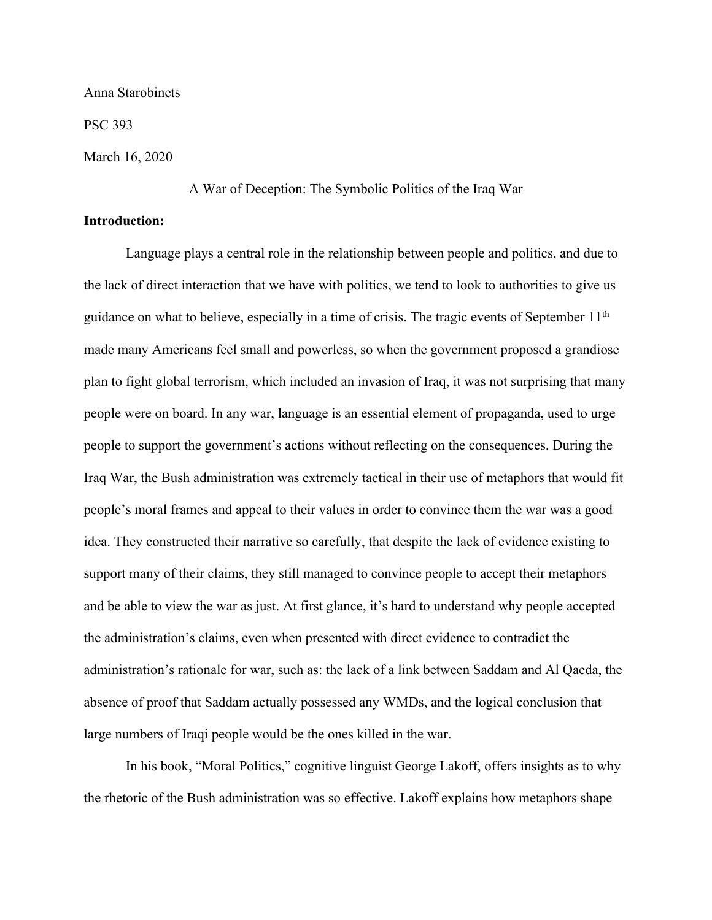Anna Starobinets

PSC 393

March 16, 2020

A War of Deception: The Symbolic Politics of the Iraq War

**Introduction:**

Language plays a central role in the relationship between people and politics, and due to the lack of direct interaction that we have with politics, we tend to look to authorities to give us guidance on what to believe, especially in a time of crisis. The tragic events of September 11th made many Americans feel small and powerless, so when the government proposed a grandiose plan to fight global terrorism, which included an invasion of Iraq, it was not surprising that many people were on board. In any war, language is an essential element of propaganda, used to urge people to support the government's actions without reflecting on the consequences. During the Iraq War, the Bush administration was extremely tactical in their use of metaphors that would fit people's moral frames and appeal to their values in order to convince them the war was a good idea. They constructed their narrative so carefully, that despite the lack of evidence existing to support many of their claims, they still managed to convince people to accept their metaphors and be able to view the war as just. At first glance, it's hard to understand why people accepted the administration's claims, even when presented with direct evidence to contradict the administration's rationale for war, such as: the lack of a link between Saddam and Al Qaeda, the absence of proof that Saddam actually possessed any WMDs, and the logical conclusion that large numbers of Iraqi people would be the ones killed in the war.

In his book, "Moral Politics," cognitive linguist George Lakoff, offers insights as to why the rhetoric of the Bush administration was so effective. Lakoff explains how metaphors shape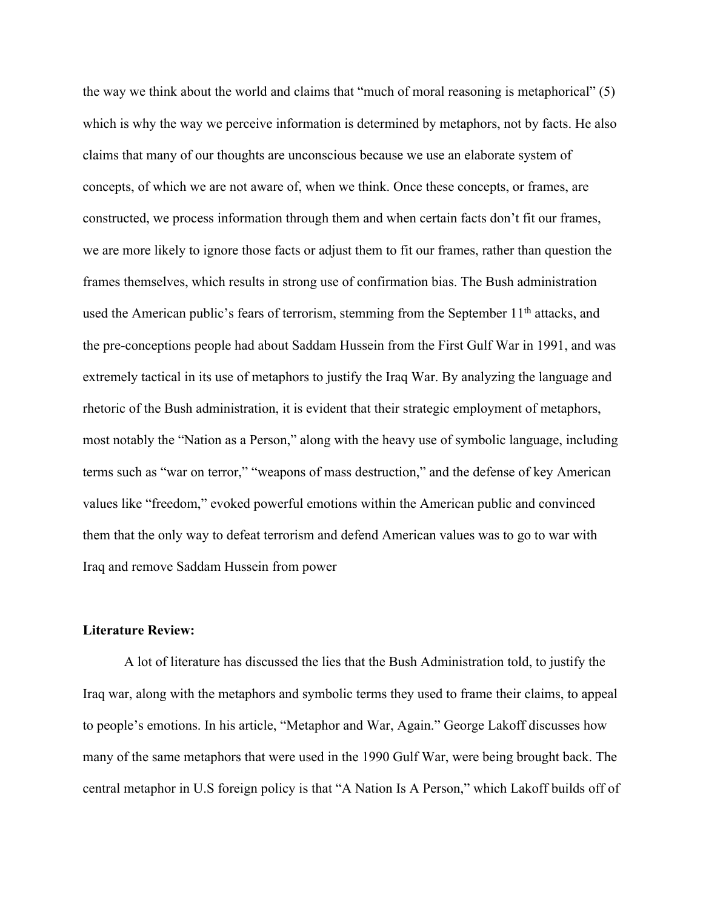the way we think about the world and claims that "much of moral reasoning is metaphorical" (5) which is why the way we perceive information is determined by metaphors, not by facts. He also claims that many of our thoughts are unconscious because we use an elaborate system of concepts, of which we are not aware of, when we think. Once these concepts, or frames, are constructed, we process information through them and when certain facts don't fit our frames, we are more likely to ignore those facts or adjust them to fit our frames, rather than question the frames themselves, which results in strong use of confirmation bias. The Bush administration used the American public's fears of terrorism, stemming from the September 11th attacks, and the pre-conceptions people had about Saddam Hussein from the First Gulf War in 1991, and was extremely tactical in its use of metaphors to justify the Iraq War. By analyzing the language and rhetoric of the Bush administration, it is evident that their strategic employment of metaphors, most notably the "Nation as a Person," along with the heavy use of symbolic language, including terms such as "war on terror," "weapons of mass destruction," and the defense of key American values like "freedom," evoked powerful emotions within the American public and convinced them that the only way to defeat terrorism and defend American values was to go to war with Iraq and remove Saddam Hussein from power

**Literature Review:**

A lot of literature has discussed the lies that the Bush Administration told, to justify the Iraq war, along with the metaphors and symbolic terms they used to frame their claims, to appeal to people's emotions. In his article, "Metaphor and War, Again." George Lakoff discusses how many of the same metaphors that were used in the 1990 Gulf War, were being brought back. The central metaphor in U.S foreign policy is that "A Nation Is A Person," which Lakoff builds off of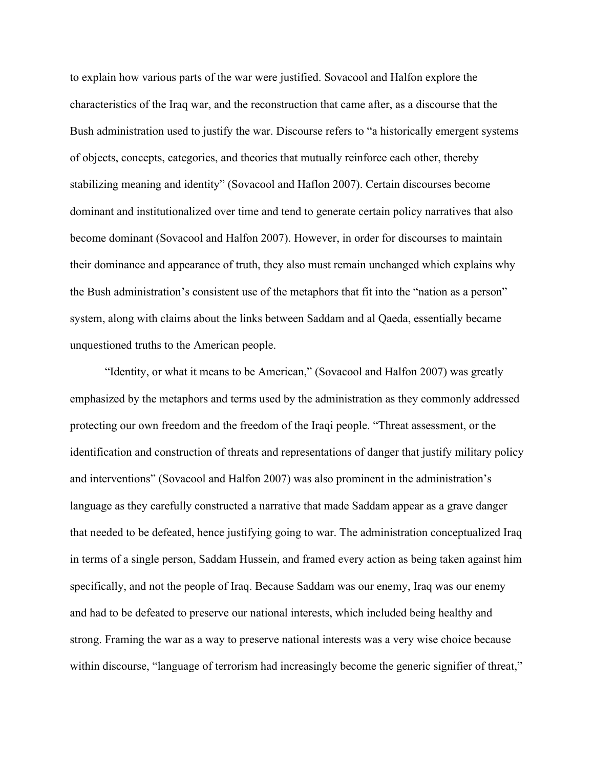to explain how various parts of the war were justified. Sovacool and Halfon explore the characteristics of the Iraq war, and the reconstruction that came after, as a discourse that the Bush administration used to justify the war. Discourse refers to "a historically emergent systems of objects, concepts, categories, and theories that mutually reinforce each other, thereby stabilizing meaning and identity" (Sovacool and Haflon 2007). Certain discourses become dominant and institutionalized over time and tend to generate certain policy narratives that also become dominant (Sovacool and Halfon 2007). However, in order for discourses to maintain their dominance and appearance of truth, they also must remain unchanged which explains why the Bush administration's consistent use of the metaphors that fit into the "nation as a person" system, along with claims about the links between Saddam and al Qaeda, essentially became unquestioned truths to the American people.

"Identity, or what it means to be American," (Sovacool and Halfon 2007) was greatly emphasized by the metaphors and terms used by the administration as they commonly addressed protecting our own freedom and the freedom of the Iraqi people. "Threat assessment, or the identification and construction of threats and representations of danger that justify military policy and interventions" (Sovacool and Halfon 2007) was also prominent in the administration's language as they carefully constructed a narrative that made Saddam appear as a grave danger that needed to be defeated, hence justifying going to war. The administration conceptualized Iraq in terms of a single person, Saddam Hussein, and framed every action as being taken against him specifically, and not the people of Iraq. Because Saddam was our enemy, Iraq was our enemy and had to be defeated to preserve our national interests, which included being healthy and strong. Framing the war as a way to preserve national interests was a very wise choice because within discourse, "language of terrorism had increasingly become the generic signifier of threat,"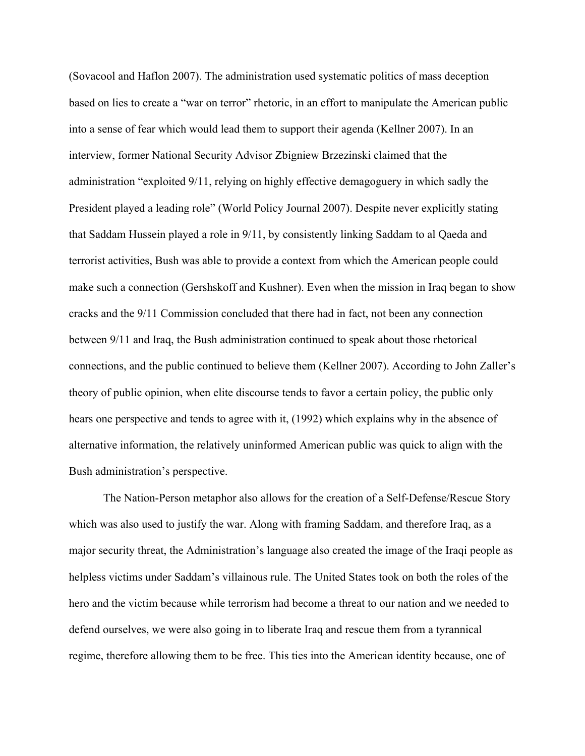(Sovacool and Haflon 2007). The administration used systematic politics of mass deception based on lies to create a "war on terror" rhetoric, in an effort to manipulate the American public into a sense of fear which would lead them to support their agenda (Kellner 2007). In an interview, former National Security Advisor Zbigniew Brzezinski claimed that the administration "exploited 9/11, relying on highly effective demagoguery in which sadly the President played a leading role" (World Policy Journal 2007). Despite never explicitly stating that Saddam Hussein played a role in 9/11, by consistently linking Saddam to al Qaeda and terrorist activities, Bush was able to provide a context from which the American people could make such a connection (Gershskoff and Kushner). Even when the mission in Iraq began to show cracks and the 9/11 Commission concluded that there had in fact, not been any connection between 9/11 and Iraq, the Bush administration continued to speak about those rhetorical connections, and the public continued to believe them (Kellner 2007). According to John Zaller's theory of public opinion, when elite discourse tends to favor a certain policy, the public only hears one perspective and tends to agree with it, (1992) which explains why in the absence of alternative information, the relatively uninformed American public was quick to align with the Bush administration's perspective.

The Nation-Person metaphor also allows for the creation of a Self-Defense/Rescue Story which was also used to justify the war. Along with framing Saddam, and therefore Iraq, as a major security threat, the Administration's language also created the image of the Iraqi people as helpless victims under Saddam's villainous rule. The United States took on both the roles of the hero and the victim because while terrorism had become a threat to our nation and we needed to defend ourselves, we were also going in to liberate Iraq and rescue them from a tyrannical regime, therefore allowing them to be free. This ties into the American identity because, one of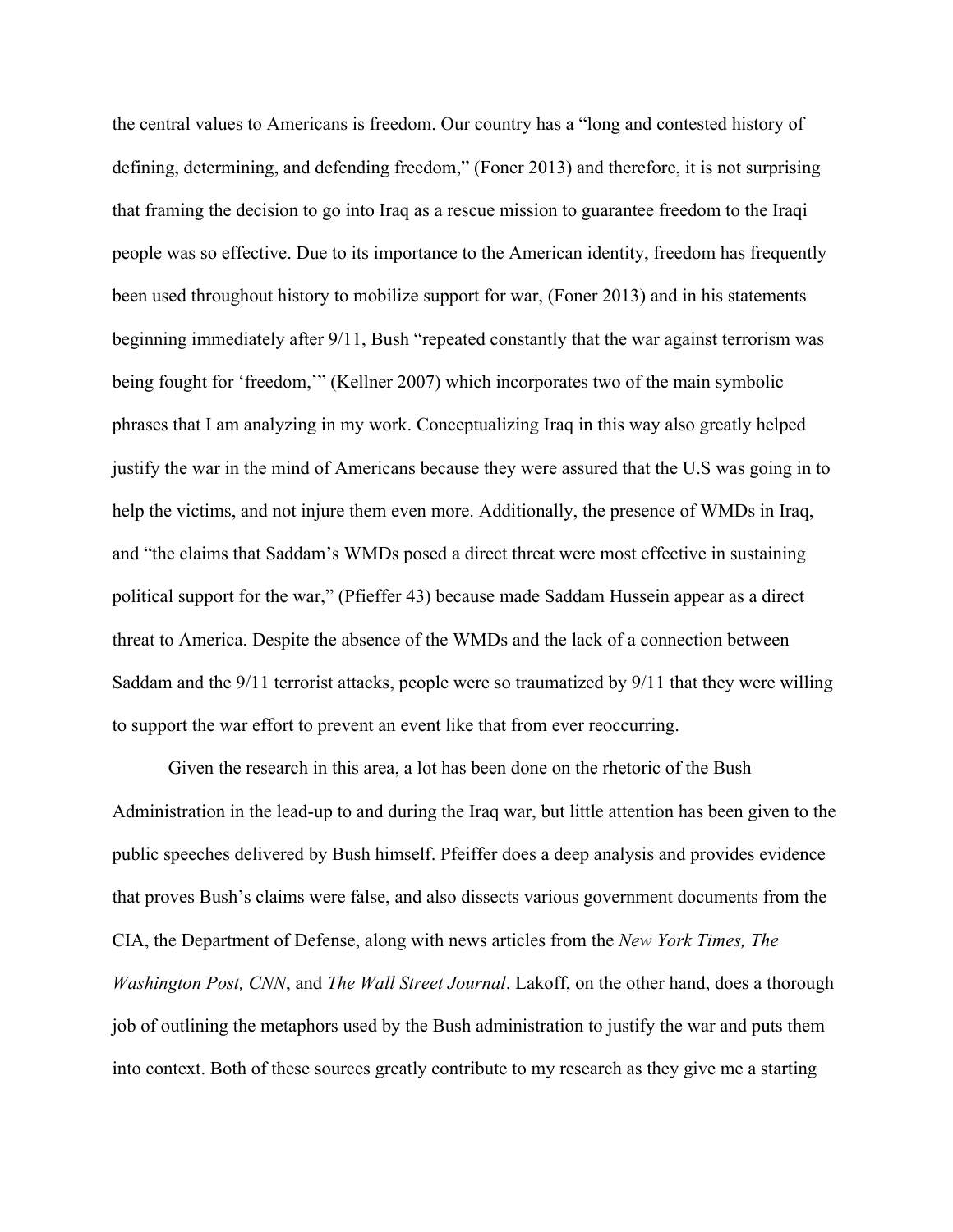the central values to Americans is freedom. Our country has a "long and contested history of defining, determining, and defending freedom," (Foner 2013) and therefore, it is not surprising that framing the decision to go into Iraq as a rescue mission to guarantee freedom to the Iraqi people was so effective. Due to its importance to the American identity, freedom has frequently been used throughout history to mobilize support for war, (Foner 2013) and in his statements beginning immediately after 9/11, Bush "repeated constantly that the war against terrorism was being fought for 'freedom,'" (Kellner 2007) which incorporates two of the main symbolic phrases that I am analyzing in my work. Conceptualizing Iraq in this way also greatly helped justify the war in the mind of Americans because they were assured that the U.S was going in to help the victims, and not injure them even more. Additionally, the presence of WMDs in Iraq, and "the claims that Saddam's WMDs posed a direct threat were most effective in sustaining political support for the war," (Pfieffer 43) because made Saddam Hussein appear as a direct threat to America. Despite the absence of the WMDs and the lack of a connection between Saddam and the 9/11 terrorist attacks, people were so traumatized by 9/11 that they were willing to support the war effort to prevent an event like that from ever reoccurring.

Given the research in this area, a lot has been done on the rhetoric of the Bush Administration in the lead-up to and during the Iraq war, but little attention has been given to the public speeches delivered by Bush himself. Pfeiffer does a deep analysis and provides evidence that proves Bush's claims were false, and also dissects various government documents from the CIA, the Department of Defense, along with news articles from the *New York Times, The Washington Post, CNN*, and *The Wall Street Journal*. Lakoff, on the other hand, does a thorough job of outlining the metaphors used by the Bush administration to justify the war and puts them into context. Both of these sources greatly contribute to my research as they give me a starting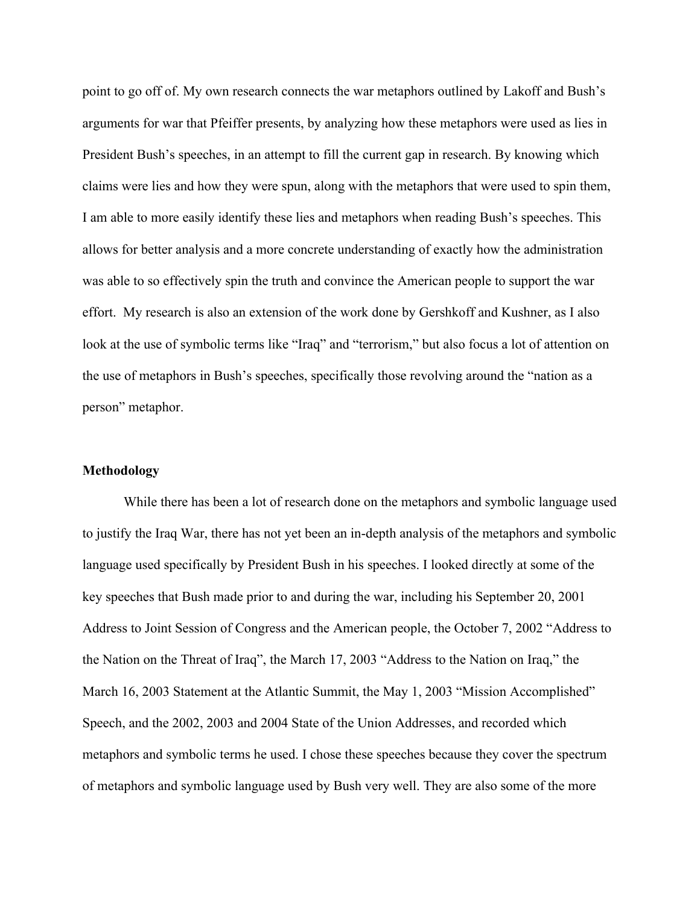point to go off of. My own research connects the war metaphors outlined by Lakoff and Bush's arguments for war that Pfeiffer presents, by analyzing how these metaphors were used as lies in President Bush's speeches, in an attempt to fill the current gap in research. By knowing which claims were lies and how they were spun, along with the metaphors that were used to spin them, I am able to more easily identify these lies and metaphors when reading Bush's speeches. This allows for better analysis and a more concrete understanding of exactly how the administration was able to so effectively spin the truth and convince the American people to support the war effort. My research is also an extension of the work done by Gershkoff and Kushner, as I also look at the use of symbolic terms like "Iraq" and "terrorism," but also focus a lot of attention on the use of metaphors in Bush's speeches, specifically those revolving around the "nation as a person" metaphor.

**Methodology**

While there has been a lot of research done on the metaphors and symbolic language used to justify the Iraq War, there has not yet been an in-depth analysis of the metaphors and symbolic language used specifically by President Bush in his speeches. I looked directly at some of the key speeches that Bush made prior to and during the war, including his September 20, 2001 Address to Joint Session of Congress and the American people, the October 7, 2002 "Address to the Nation on the Threat of Iraq", the March 17, 2003 "Address to the Nation on Iraq," the March 16, 2003 Statement at the Atlantic Summit, the May 1, 2003 "Mission Accomplished" Speech, and the 2002, 2003 and 2004 State of the Union Addresses, and recorded which metaphors and symbolic terms he used. I chose these speeches because they cover the spectrum of metaphors and symbolic language used by Bush very well. They are also some of the more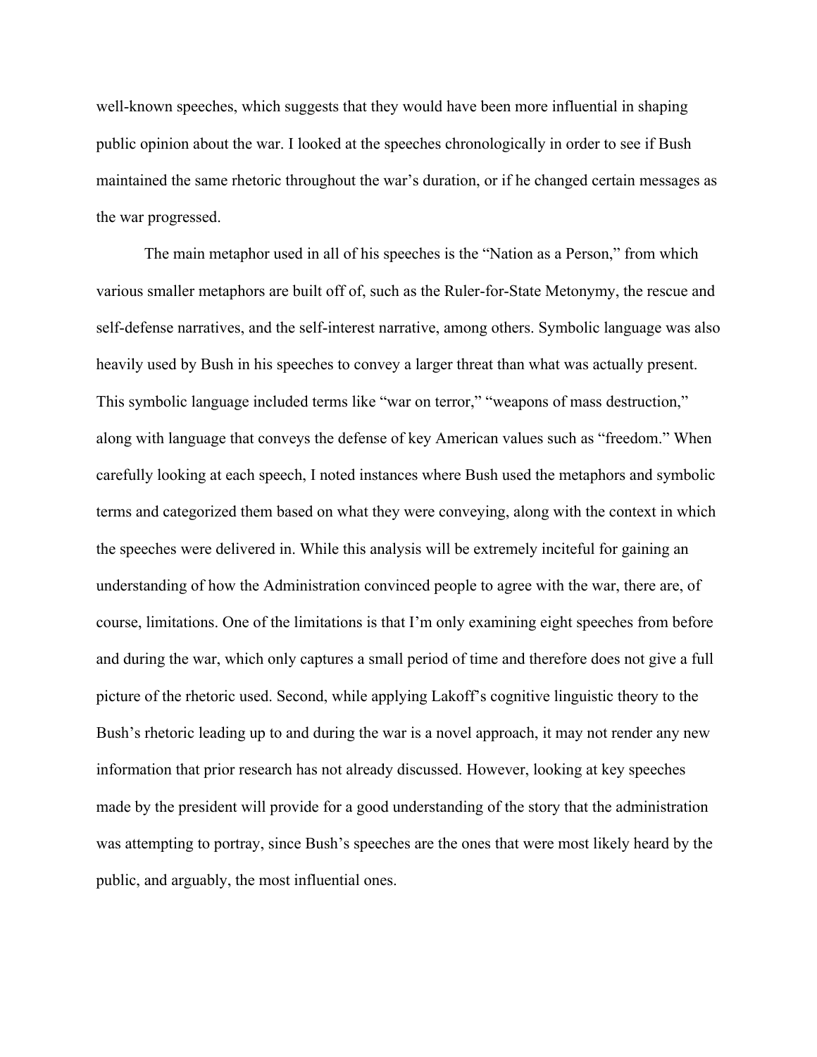well-known speeches, which suggests that they would have been more influential in shaping public opinion about the war. I looked at the speeches chronologically in order to see if Bush maintained the same rhetoric throughout the war's duration, or if he changed certain messages as the war progressed.

The main metaphor used in all of his speeches is the "Nation as a Person," from which various smaller metaphors are built off of, such as the Ruler-for-State Metonymy, the rescue and self-defense narratives, and the self-interest narrative, among others. Symbolic language was also heavily used by Bush in his speeches to convey a larger threat than what was actually present. This symbolic language included terms like "war on terror," "weapons of mass destruction," along with language that conveys the defense of key American values such as "freedom." When carefully looking at each speech, I noted instances where Bush used the metaphors and symbolic terms and categorized them based on what they were conveying, along with the context in which the speeches were delivered in. While this analysis will be extremely inciteful for gaining an understanding of how the Administration convinced people to agree with the war, there are, of course, limitations. One of the limitations is that I'm only examining eight speeches from before and during the war, which only captures a small period of time and therefore does not give a full picture of the rhetoric used. Second, while applying Lakoff's cognitive linguistic theory to the Bush's rhetoric leading up to and during the war is a novel approach, it may not render any new information that prior research has not already discussed. However, looking at key speeches made by the president will provide for a good understanding of the story that the administration was attempting to portray, since Bush's speeches are the ones that were most likely heard by the public, and arguably, the most influential ones.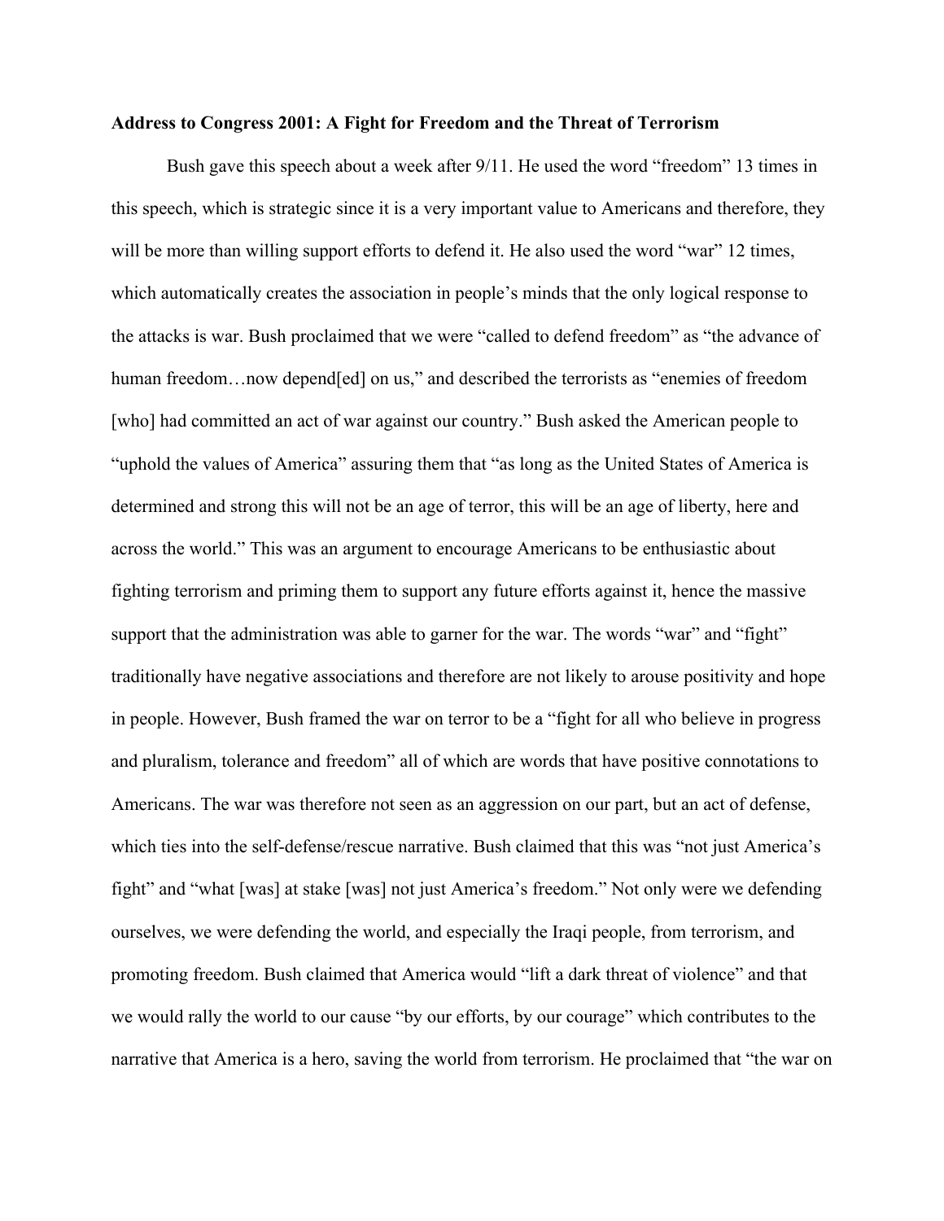**Address to Congress 2001: A Fight for Freedom and the Threat of Terrorism**

Bush gave this speech about a week after 9/11. He used the word “freedom” 13 times in this speech, which is strategic since it is a very important value to Americans and therefore, they will be more than willing support efforts to defend it. He also used the word “war” 12 times, which automatically creates the association in people’s minds that the only logical response to the attacks is war. Bush proclaimed that we were “called to defend freedom” as “the advance of human freedom…now depend[ed] on us,” and described the terrorists as “enemies of freedom [who] had committed an act of war against our country.” Bush asked the American people to “uphold the values of America” assuring them that “as long as the United States of America is determined and strong this will not be an age of terror, this will be an age of liberty, here and across the world.” This was an argument to encourage Americans to be enthusiastic about fighting terrorism and priming them to support any future efforts against it, hence the massive support that the administration was able to garner for the war. The words “war” and “fight” traditionally have negative associations and therefore are not likely to arouse positivity and hope in people. However, Bush framed the war on terror to be a “fight for all who believe in progress and pluralism, tolerance and freedom” all of which are words that have positive connotations to Americans. The war was therefore not seen as an aggression on our part, but an act of defense, which ties into the self-defense/rescue narrative. Bush claimed that this was “not just America’s fight” and “what [was] at stake [was] not just America’s freedom.” Not only were we defending ourselves, we were defending the world, and especially the Iraqi people, from terrorism, and promoting freedom. Bush claimed that America would “lift a dark threat of violence” and that we would rally the world to our cause “by our efforts, by our courage” which contributes to the narrative that America is a hero, saving the world from terrorism. He proclaimed that “the war on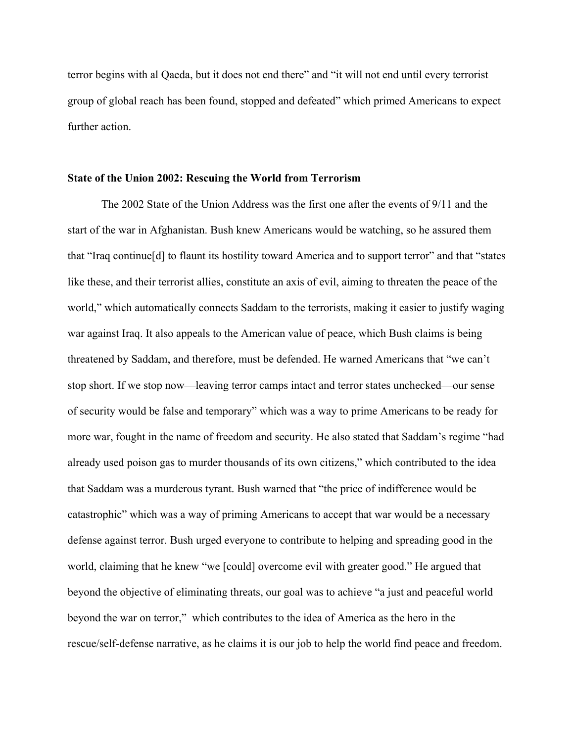terror begins with al Qaeda, but it does not end there" and "it will not end until every terrorist group of global reach has been found, stopped and defeated" which primed Americans to expect further action.

### State of the Union 2002: Rescuing the World from Terrorism

The 2002 State of the Union Address was the first one after the events of 9/11 and the start of the war in Afghanistan. Bush knew Americans would be watching, so he assured them that "Iraq continue[d] to flaunt its hostility toward America and to support terror" and that "states like these, and their terrorist allies, constitute an axis of evil, aiming to threaten the peace of the world," which automatically connects Saddam to the terrorists, making it easier to justify waging war against Iraq. It also appeals to the American value of peace, which Bush claims is being threatened by Saddam, and therefore, must be defended. He warned Americans that "we can't stop short. If we stop now—leaving terror camps intact and terror states unchecked—our sense of security would be false and temporary" which was a way to prime Americans to be ready for more war, fought in the name of freedom and security. He also stated that Saddam's regime "had already used poison gas to murder thousands of its own citizens," which contributed to the idea that Saddam was a murderous tyrant. Bush warned that "the price of indifference would be catastrophic" which was a way of priming Americans to accept that war would be a necessary defense against terror. Bush urged everyone to contribute to helping and spreading good in the world, claiming that he knew "we [could] overcome evil with greater good." He argued that beyond the objective of eliminating threats, our goal was to achieve "a just and peaceful world beyond the war on terror," which contributes to the idea of America as the hero in the rescue/self-defense narrative, as he claims it is our job to help the world find peace and freedom.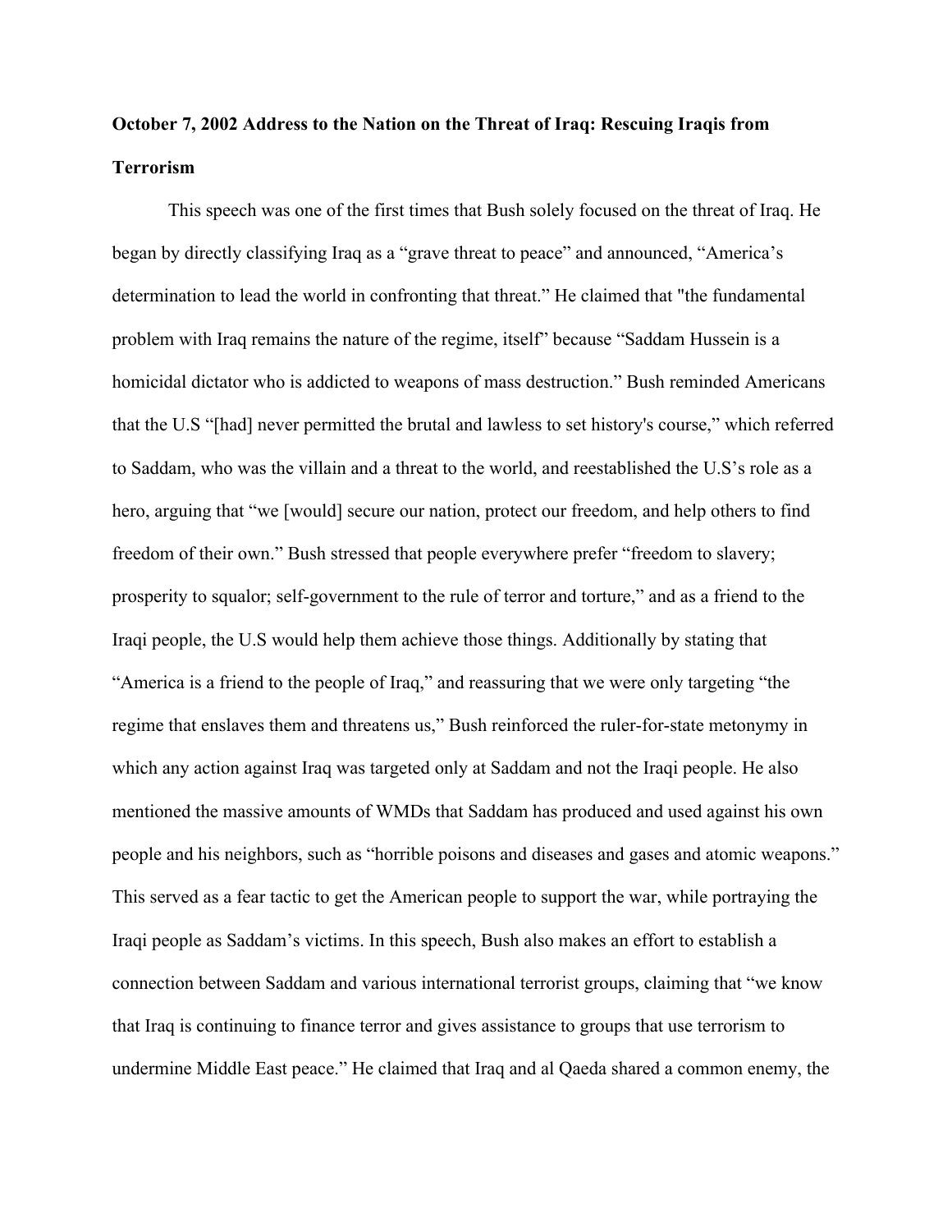**October 7, 2002 Address to the Nation on the Threat of Iraq: Rescuing Iraqis from Terrorism**

This speech was one of the first times that Bush solely focused on the threat of Iraq. He began by directly classifying Iraq as a "grave threat to peace" and announced, "America's determination to lead the world in confronting that threat." He claimed that "the fundamental problem with Iraq remains the nature of the regime, itself" because "Saddam Hussein is a homicidal dictator who is addicted to weapons of mass destruction." Bush reminded Americans that the U.S "[had] never permitted the brutal and lawless to set history's course," which referred to Saddam, who was the villain and a threat to the world, and reestablished the U.S's role as a hero, arguing that "we [would] secure our nation, protect our freedom, and help others to find freedom of their own." Bush stressed that people everywhere prefer "freedom to slavery; prosperity to squalor; self-government to the rule of terror and torture," and as a friend to the Iraqi people, the U.S would help them achieve those things. Additionally by stating that "America is a friend to the people of Iraq," and reassuring that we were only targeting "the regime that enslaves them and threatens us," Bush reinforced the ruler-for-state metonymy in which any action against Iraq was targeted only at Saddam and not the Iraqi people. He also mentioned the massive amounts of WMDs that Saddam has produced and used against his own people and his neighbors, such as "horrible poisons and diseases and gases and atomic weapons." This served as a fear tactic to get the American people to support the war, while portraying the Iraqi people as Saddam's victims. In this speech, Bush also makes an effort to establish a connection between Saddam and various international terrorist groups, claiming that "we know that Iraq is continuing to finance terror and gives assistance to groups that use terrorism to undermine Middle East peace." He claimed that Iraq and al Qaeda shared a common enemy, the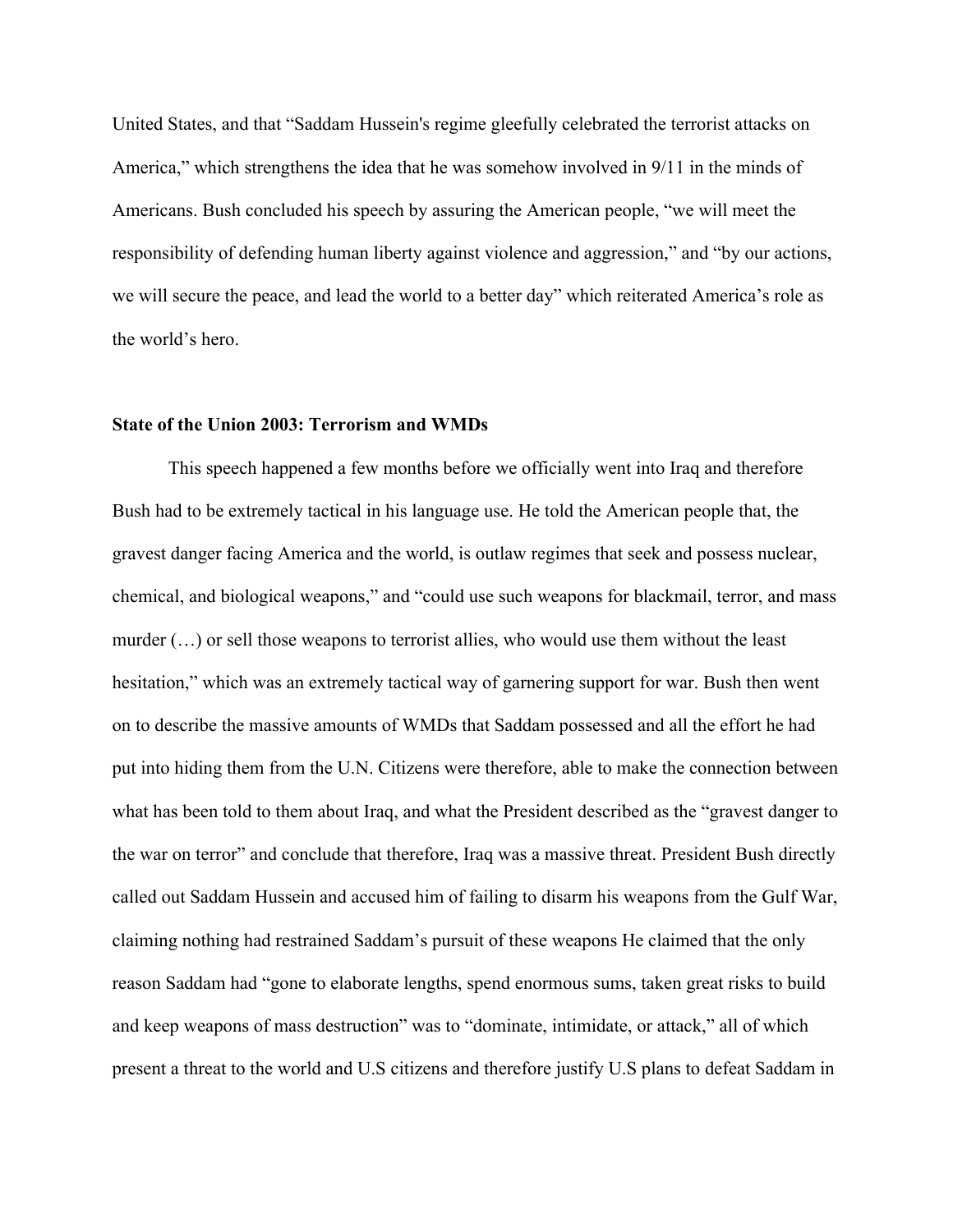United States, and that "Saddam Hussein's regime gleefully celebrated the terrorist attacks on America," which strengthens the idea that he was somehow involved in 9/11 in the minds of Americans. Bush concluded his speech by assuring the American people, "we will meet the responsibility of defending human liberty against violence and aggression," and "by our actions, we will secure the peace, and lead the world to a better day" which reiterated America's role as the world's hero.

**State of the Union 2003: Terrorism and WMDs**

This speech happened a few months before we officially went into Iraq and therefore Bush had to be extremely tactical in his language use. He told the American people that, the gravest danger facing America and the world, is outlaw regimes that seek and possess nuclear, chemical, and biological weapons," and "could use such weapons for blackmail, terror, and mass murder (…) or sell those weapons to terrorist allies, who would use them without the least hesitation," which was an extremely tactical way of garnering support for war. Bush then went on to describe the massive amounts of WMDs that Saddam possessed and all the effort he had put into hiding them from the U.N. Citizens were therefore, able to make the connection between what has been told to them about Iraq, and what the President described as the "gravest danger to the war on terror" and conclude that therefore, Iraq was a massive threat. President Bush directly called out Saddam Hussein and accused him of failing to disarm his weapons from the Gulf War, claiming nothing had restrained Saddam's pursuit of these weapons He claimed that the only reason Saddam had "gone to elaborate lengths, spend enormous sums, taken great risks to build and keep weapons of mass destruction" was to "dominate, intimidate, or attack," all of which present a threat to the world and U.S citizens and therefore justify U.S plans to defeat Saddam in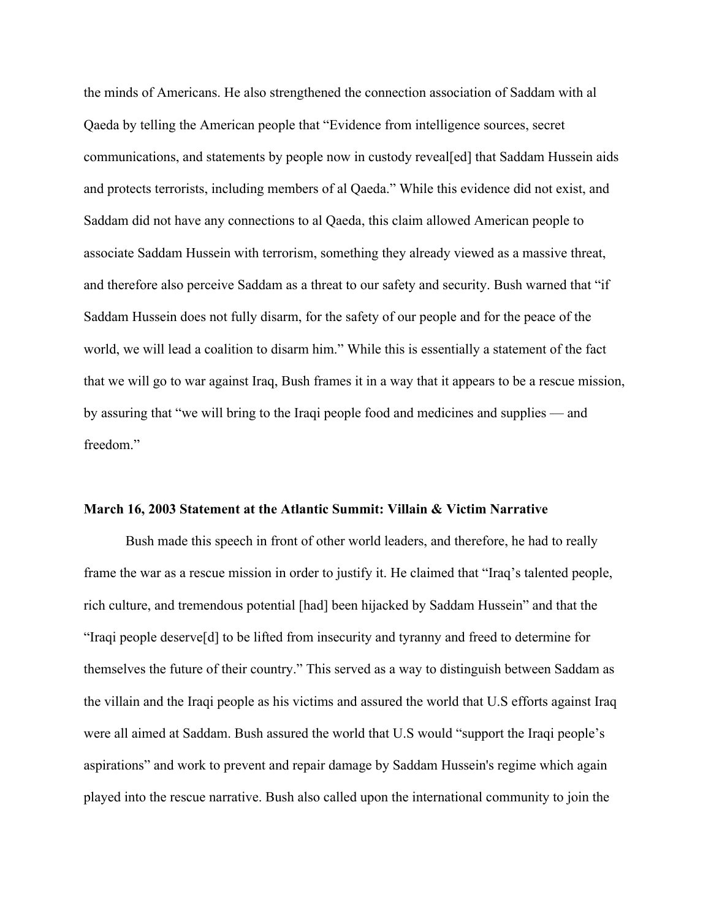the minds of Americans. He also strengthened the connection association of Saddam with al Qaeda by telling the American people that "Evidence from intelligence sources, secret communications, and statements by people now in custody reveal[ed] that Saddam Hussein aids and protects terrorists, including members of al Qaeda." While this evidence did not exist, and Saddam did not have any connections to al Qaeda, this claim allowed American people to associate Saddam Hussein with terrorism, something they already viewed as a massive threat, and therefore also perceive Saddam as a threat to our safety and security. Bush warned that "if Saddam Hussein does not fully disarm, for the safety of our people and for the peace of the world, we will lead a coalition to disarm him." While this is essentially a statement of the fact that we will go to war against Iraq, Bush frames it in a way that it appears to be a rescue mission, by assuring that "we will bring to the Iraqi people food and medicines and supplies — and freedom."

**March 16, 2003 Statement at the Atlantic Summit: Villain & Victim Narrative**

Bush made this speech in front of other world leaders, and therefore, he had to really frame the war as a rescue mission in order to justify it. He claimed that "Iraq's talented people, rich culture, and tremendous potential [had] been hijacked by Saddam Hussein" and that the "Iraqi people deserve[d] to be lifted from insecurity and tyranny and freed to determine for themselves the future of their country." This served as a way to distinguish between Saddam as the villain and the Iraqi people as his victims and assured the world that U.S efforts against Iraq were all aimed at Saddam. Bush assured the world that U.S would "support the Iraqi people's aspirations" and work to prevent and repair damage by Saddam Hussein's regime which again played into the rescue narrative. Bush also called upon the international community to join the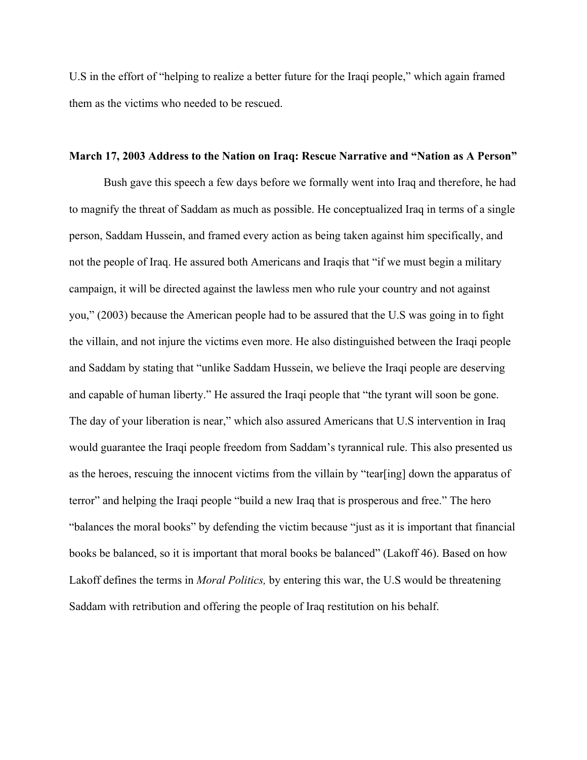U.S in the effort of "helping to realize a better future for the Iraqi people," which again framed them as the victims who needed to be rescued.

**March 17, 2003 Address to the Nation on Iraq: Rescue Narrative and "Nation as A Person"**

Bush gave this speech a few days before we formally went into Iraq and therefore, he had to magnify the threat of Saddam as much as possible. He conceptualized Iraq in terms of a single person, Saddam Hussein, and framed every action as being taken against him specifically, and not the people of Iraq. He assured both Americans and Iraqis that "if we must begin a military campaign, it will be directed against the lawless men who rule your country and not against you," (2003) because the American people had to be assured that the U.S was going in to fight the villain, and not injure the victims even more. He also distinguished between the Iraqi people and Saddam by stating that "unlike Saddam Hussein, we believe the Iraqi people are deserving and capable of human liberty." He assured the Iraqi people that "the tyrant will soon be gone. The day of your liberation is near," which also assured Americans that U.S intervention in Iraq would guarantee the Iraqi people freedom from Saddam's tyrannical rule. This also presented us as the heroes, rescuing the innocent victims from the villain by "tear[ing] down the apparatus of terror" and helping the Iraqi people "build a new Iraq that is prosperous and free." The hero "balances the moral books" by defending the victim because "just as it is important that financial books be balanced, so it is important that moral books be balanced" (Lakoff 46). Based on how Lakoff defines the terms in *Moral Politics,* by entering this war, the U.S would be threatening Saddam with retribution and offering the people of Iraq restitution on his behalf.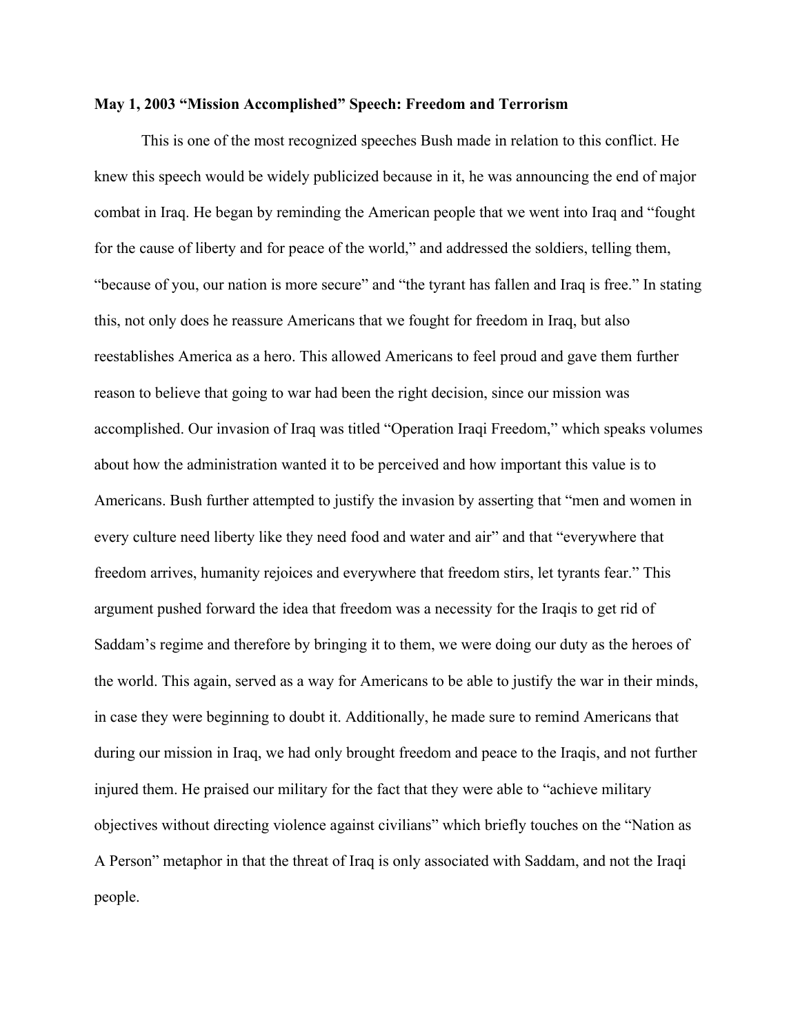**May 1, 2003 "Mission Accomplished" Speech: Freedom and Terrorism**

This is one of the most recognized speeches Bush made in relation to this conflict. He knew this speech would be widely publicized because in it, he was announcing the end of major combat in Iraq. He began by reminding the American people that we went into Iraq and "fought for the cause of liberty and for peace of the world," and addressed the soldiers, telling them, "because of you, our nation is more secure" and "the tyrant has fallen and Iraq is free." In stating this, not only does he reassure Americans that we fought for freedom in Iraq, but also reestablishes America as a hero. This allowed Americans to feel proud and gave them further reason to believe that going to war had been the right decision, since our mission was accomplished. Our invasion of Iraq was titled "Operation Iraqi Freedom," which speaks volumes about how the administration wanted it to be perceived and how important this value is to Americans. Bush further attempted to justify the invasion by asserting that "men and women in every culture need liberty like they need food and water and air" and that "everywhere that freedom arrives, humanity rejoices and everywhere that freedom stirs, let tyrants fear." This argument pushed forward the idea that freedom was a necessity for the Iraqis to get rid of Saddam's regime and therefore by bringing it to them, we were doing our duty as the heroes of the world. This again, served as a way for Americans to be able to justify the war in their minds, in case they were beginning to doubt it. Additionally, he made sure to remind Americans that during our mission in Iraq, we had only brought freedom and peace to the Iraqis, and not further injured them. He praised our military for the fact that they were able to "achieve military objectives without directing violence against civilians" which briefly touches on the "Nation as A Person" metaphor in that the threat of Iraq is only associated with Saddam, and not the Iraqi people.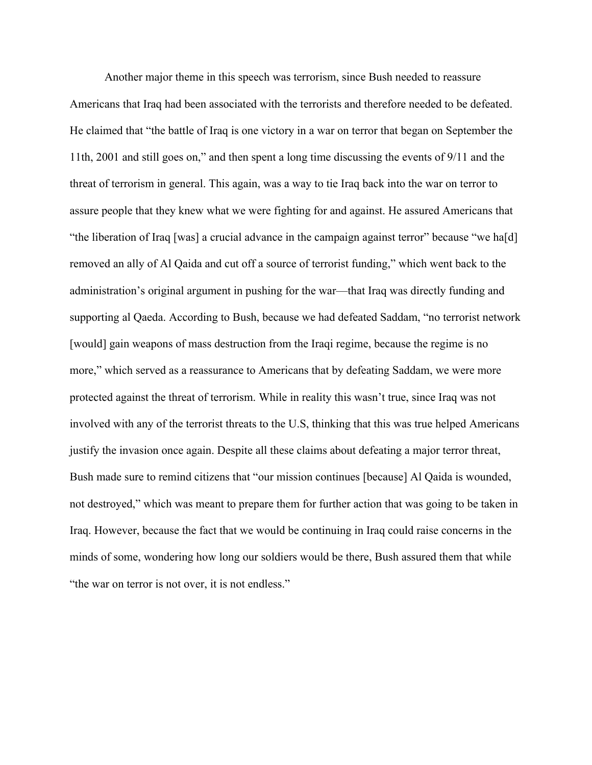Another major theme in this speech was terrorism, since Bush needed to reassure Americans that Iraq had been associated with the terrorists and therefore needed to be defeated. He claimed that "the battle of Iraq is one victory in a war on terror that began on September the 11th, 2001 and still goes on," and then spent a long time discussing the events of 9/11 and the threat of terrorism in general. This again, was a way to tie Iraq back into the war on terror to assure people that they knew what we were fighting for and against. He assured Americans that "the liberation of Iraq [was] a crucial advance in the campaign against terror" because "we ha[d] removed an ally of Al Qaida and cut off a source of terrorist funding," which went back to the administration's original argument in pushing for the war—that Iraq was directly funding and supporting al Qaeda. According to Bush, because we had defeated Saddam, "no terrorist network [would] gain weapons of mass destruction from the Iraqi regime, because the regime is no more," which served as a reassurance to Americans that by defeating Saddam, we were more protected against the threat of terrorism. While in reality this wasn't true, since Iraq was not involved with any of the terrorist threats to the U.S, thinking that this was true helped Americans justify the invasion once again. Despite all these claims about defeating a major terror threat, Bush made sure to remind citizens that "our mission continues [because] Al Qaida is wounded, not destroyed," which was meant to prepare them for further action that was going to be taken in Iraq. However, because the fact that we would be continuing in Iraq could raise concerns in the minds of some, wondering how long our soldiers would be there, Bush assured them that while "the war on terror is not over, it is not endless."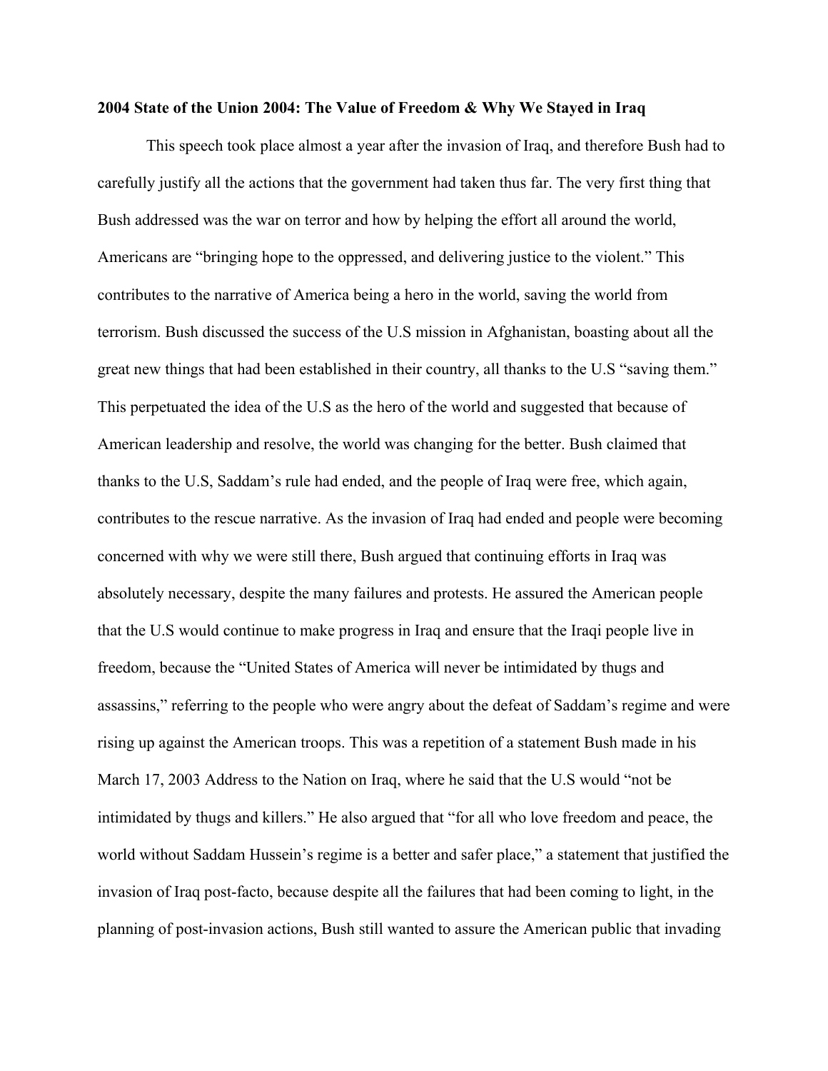**2004 State of the Union 2004: The Value of Freedom & Why We Stayed in Iraq**

This speech took place almost a year after the invasion of Iraq, and therefore Bush had to carefully justify all the actions that the government had taken thus far. The very first thing that Bush addressed was the war on terror and how by helping the effort all around the world, Americans are "bringing hope to the oppressed, and delivering justice to the violent." This contributes to the narrative of America being a hero in the world, saving the world from terrorism. Bush discussed the success of the U.S mission in Afghanistan, boasting about all the great new things that had been established in their country, all thanks to the U.S "saving them." This perpetuated the idea of the U.S as the hero of the world and suggested that because of American leadership and resolve, the world was changing for the better. Bush claimed that thanks to the U.S, Saddam's rule had ended, and the people of Iraq were free, which again, contributes to the rescue narrative. As the invasion of Iraq had ended and people were becoming concerned with why we were still there, Bush argued that continuing efforts in Iraq was absolutely necessary, despite the many failures and protests. He assured the American people that the U.S would continue to make progress in Iraq and ensure that the Iraqi people live in freedom, because the "United States of America will never be intimidated by thugs and assassins," referring to the people who were angry about the defeat of Saddam's regime and were rising up against the American troops. This was a repetition of a statement Bush made in his March 17, 2003 Address to the Nation on Iraq, where he said that the U.S would "not be intimidated by thugs and killers." He also argued that "for all who love freedom and peace, the world without Saddam Hussein's regime is a better and safer place," a statement that justified the invasion of Iraq post-facto, because despite all the failures that had been coming to light, in the planning of post-invasion actions, Bush still wanted to assure the American public that invading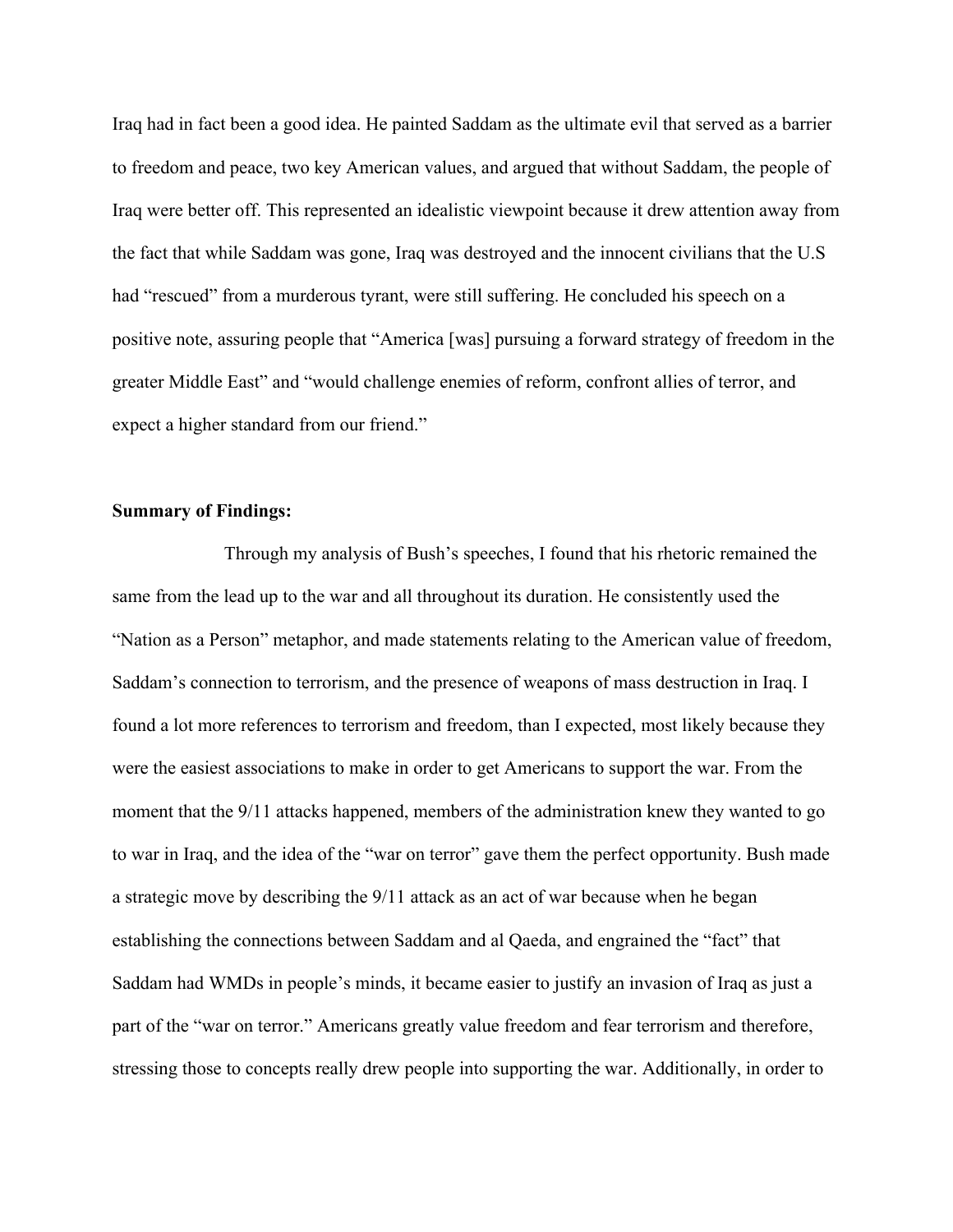Iraq had in fact been a good idea. He painted Saddam as the ultimate evil that served as a barrier to freedom and peace, two key American values, and argued that without Saddam, the people of Iraq were better off. This represented an idealistic viewpoint because it drew attention away from the fact that while Saddam was gone, Iraq was destroyed and the innocent civilians that the U.S had "rescued" from a murderous tyrant, were still suffering. He concluded his speech on a positive note, assuring people that "America [was] pursuing a forward strategy of freedom in the greater Middle East" and "would challenge enemies of reform, confront allies of terror, and expect a higher standard from our friend."

**Summary of Findings:**

Through my analysis of Bush's speeches, I found that his rhetoric remained the same from the lead up to the war and all throughout its duration. He consistently used the "Nation as a Person" metaphor, and made statements relating to the American value of freedom, Saddam's connection to terrorism, and the presence of weapons of mass destruction in Iraq. I found a lot more references to terrorism and freedom, than I expected, most likely because they were the easiest associations to make in order to get Americans to support the war. From the moment that the 9/11 attacks happened, members of the administration knew they wanted to go to war in Iraq, and the idea of the "war on terror" gave them the perfect opportunity. Bush made a strategic move by describing the 9/11 attack as an act of war because when he began establishing the connections between Saddam and al Qaeda, and engrained the "fact" that Saddam had WMDs in people's minds, it became easier to justify an invasion of Iraq as just a part of the "war on terror." Americans greatly value freedom and fear terrorism and therefore, stressing those to concepts really drew people into supporting the war. Additionally, in order to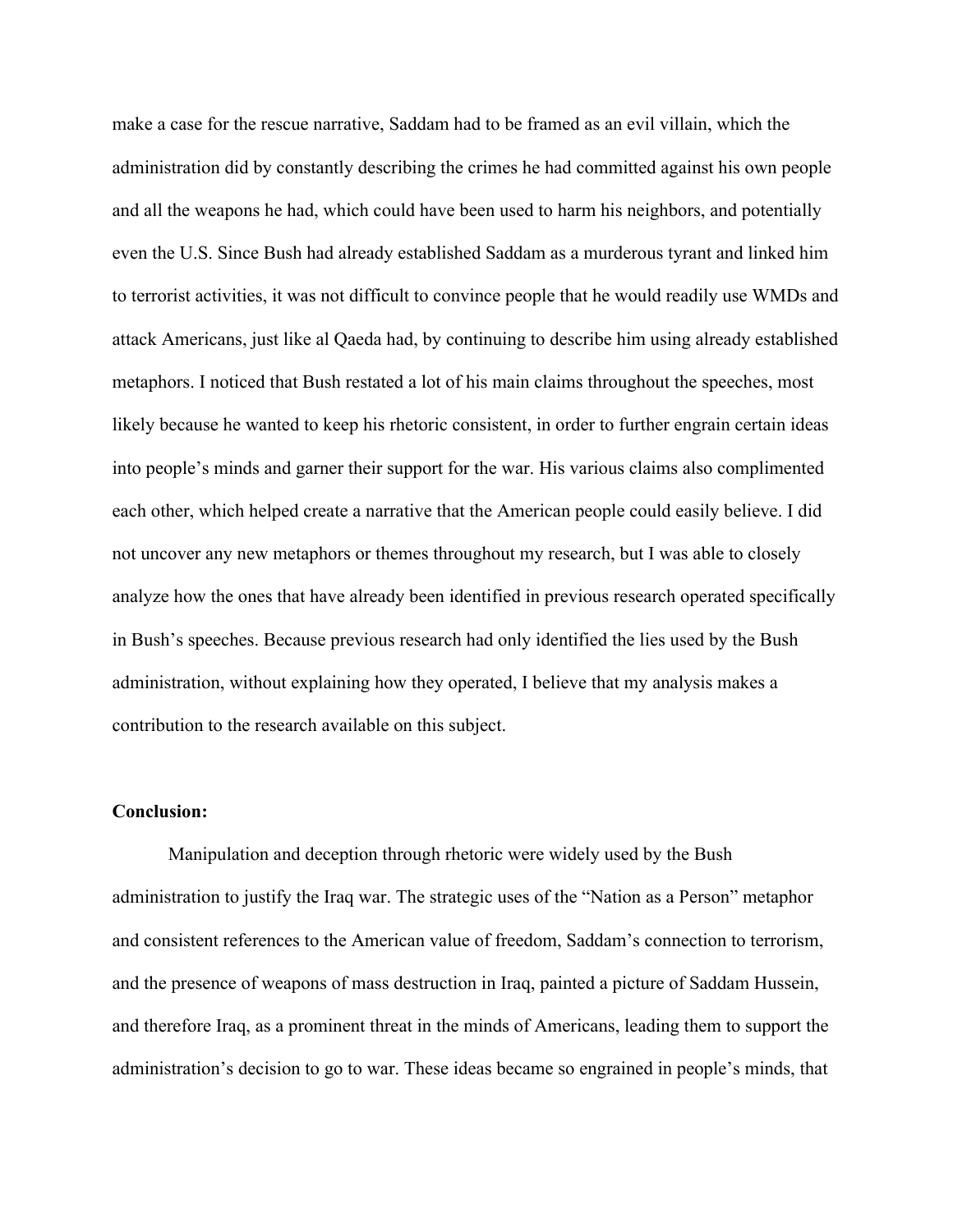make a case for the rescue narrative, Saddam had to be framed as an evil villain, which the administration did by constantly describing the crimes he had committed against his own people and all the weapons he had, which could have been used to harm his neighbors, and potentially even the U.S. Since Bush had already established Saddam as a murderous tyrant and linked him to terrorist activities, it was not difficult to convince people that he would readily use WMDs and attack Americans, just like al Qaeda had, by continuing to describe him using already established metaphors. I noticed that Bush restated a lot of his main claims throughout the speeches, most likely because he wanted to keep his rhetoric consistent, in order to further engrain certain ideas into people's minds and garner their support for the war. His various claims also complimented each other, which helped create a narrative that the American people could easily believe. I did not uncover any new metaphors or themes throughout my research, but I was able to closely analyze how the ones that have already been identified in previous research operated specifically in Bush's speeches. Because previous research had only identified the lies used by the Bush administration, without explaining how they operated, I believe that my analysis makes a contribution to the research available on this subject.

**Conclusion:**

Manipulation and deception through rhetoric were widely used by the Bush administration to justify the Iraq war. The strategic uses of the "Nation as a Person" metaphor and consistent references to the American value of freedom, Saddam's connection to terrorism, and the presence of weapons of mass destruction in Iraq, painted a picture of Saddam Hussein, and therefore Iraq, as a prominent threat in the minds of Americans, leading them to support the administration's decision to go to war. These ideas became so engrained in people's minds, that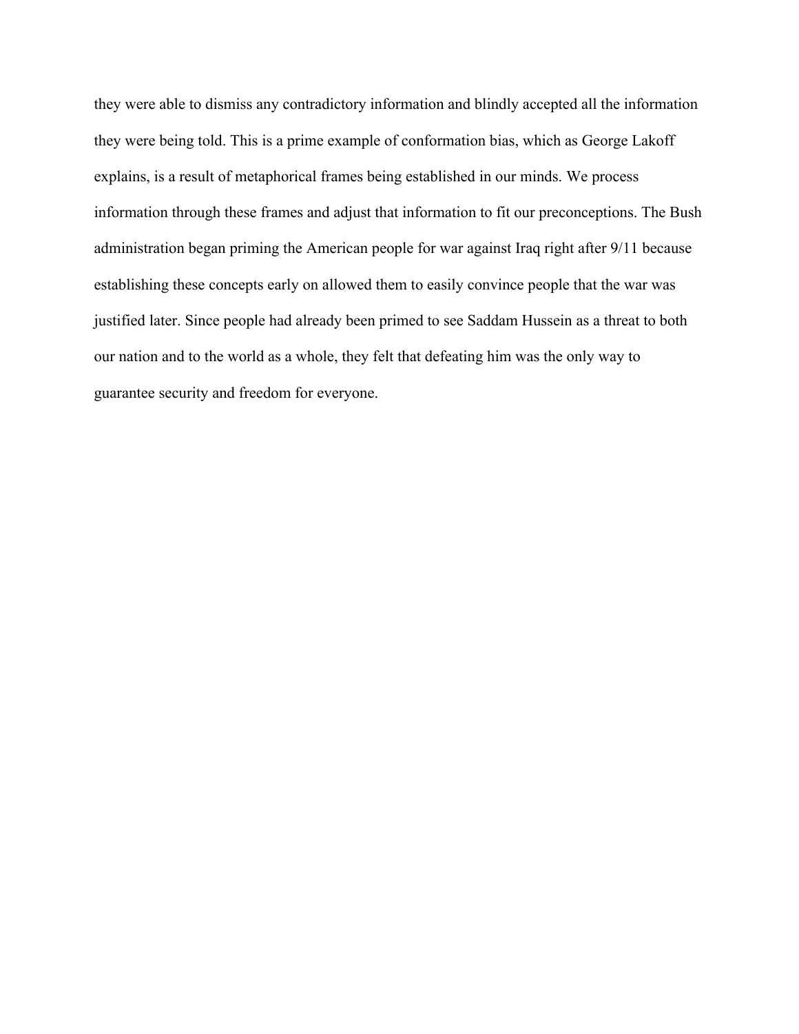they were able to dismiss any contradictory information and blindly accepted all the information they were being told. This is a prime example of conformation bias, which as George Lakoff explains, is a result of metaphorical frames being established in our minds. We process information through these frames and adjust that information to fit our preconceptions. The Bush administration began priming the American people for war against Iraq right after 9/11 because establishing these concepts early on allowed them to easily convince people that the war was justified later. Since people had already been primed to see Saddam Hussein as a threat to both our nation and to the world as a whole, they felt that defeating him was the only way to guarantee security and freedom for everyone.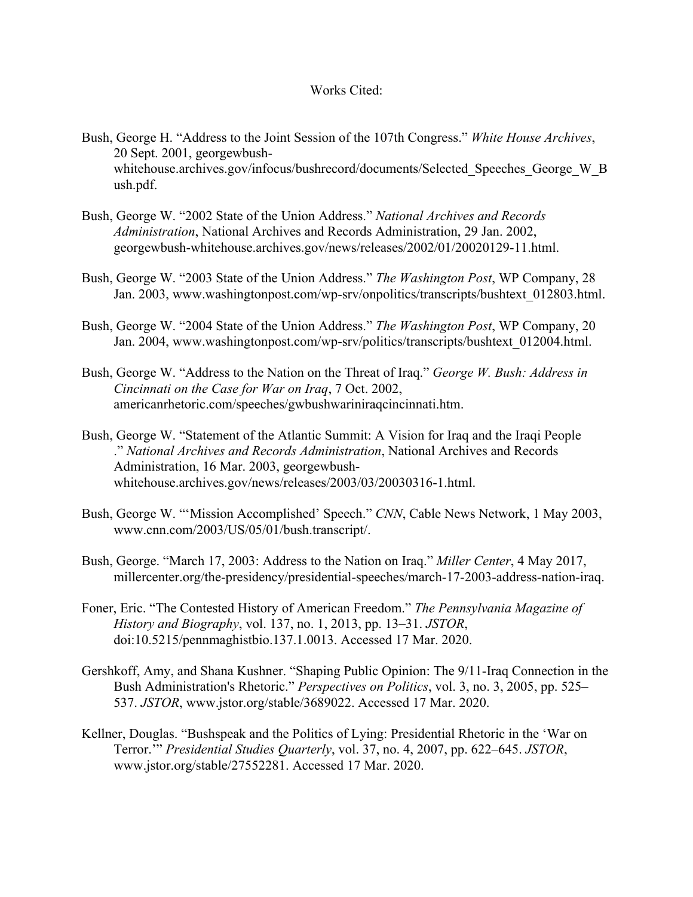# Works Cited:

Bush, George H. "Address to the Joint Session of the 107th Congress." *White House Archives*, 20 Sept. 2001, georgewbush-whitehouse.archives.gov/infocus/bushrecord/documents/Selected_Speeches_George_W_Bush.pdf.

Bush, George W. "2002 State of the Union Address." *National Archives and Records Administration*, National Archives and Records Administration, 29 Jan. 2002, georgewbush-whitehouse.archives.gov/news/releases/2002/01/20020129-11.html.

Bush, George W. "2003 State of the Union Address." *The Washington Post*, WP Company, 28 Jan. 2003, www.washingtonpost.com/wp-srv/onpolitics/transcripts/bushtext_012803.html.

Bush, George W. "2004 State of the Union Address." *The Washington Post*, WP Company, 20 Jan. 2004, www.washingtonpost.com/wp-srv/politics/transcripts/bushtext_012004.html.

Bush, George W. "Address to the Nation on the Threat of Iraq." *George W. Bush: Address in Cincinnati on the Case for War on Iraq*, 7 Oct. 2002, americanrhetoric.com/speeches/gwbushwariniraqcincinnati.htm.

Bush, George W. "Statement of the Atlantic Summit: A Vision for Iraq and the Iraqi People ." *National Archives and Records Administration*, National Archives and Records Administration, 16 Mar. 2003, georgewbush-whitehouse.archives.gov/news/releases/2003/03/20030316-1.html.

Bush, George W. "'Mission Accomplished' Speech." *CNN*, Cable News Network, 1 May 2003, www.cnn.com/2003/US/05/01/bush.transcript/.

Bush, George. "March 17, 2003: Address to the Nation on Iraq." *Miller Center*, 4 May 2017, millercenter.org/the-presidency/presidential-speeches/march-17-2003-address-nation-iraq.

Foner, Eric. "The Contested History of American Freedom." *The Pennsylvania Magazine of History and Biography*, vol. 137, no. 1, 2013, pp. 13–31. *JSTOR*, doi:10.5215/pennmaghistbio.137.1.0013. Accessed 17 Mar. 2020.

Gershkoff, Amy, and Shana Kushner. "Shaping Public Opinion: The 9/11-Iraq Connection in the Bush Administration's Rhetoric." *Perspectives on Politics*, vol. 3, no. 3, 2005, pp. 525–537. *JSTOR*, www.jstor.org/stable/3689022. Accessed 17 Mar. 2020.

Kellner, Douglas. "Bushspeak and the Politics of Lying: Presidential Rhetoric in the 'War on Terror.'" *Presidential Studies Quarterly*, vol. 37, no. 4, 2007, pp. 622–645. *JSTOR*, www.jstor.org/stable/27552281. Accessed 17 Mar. 2020.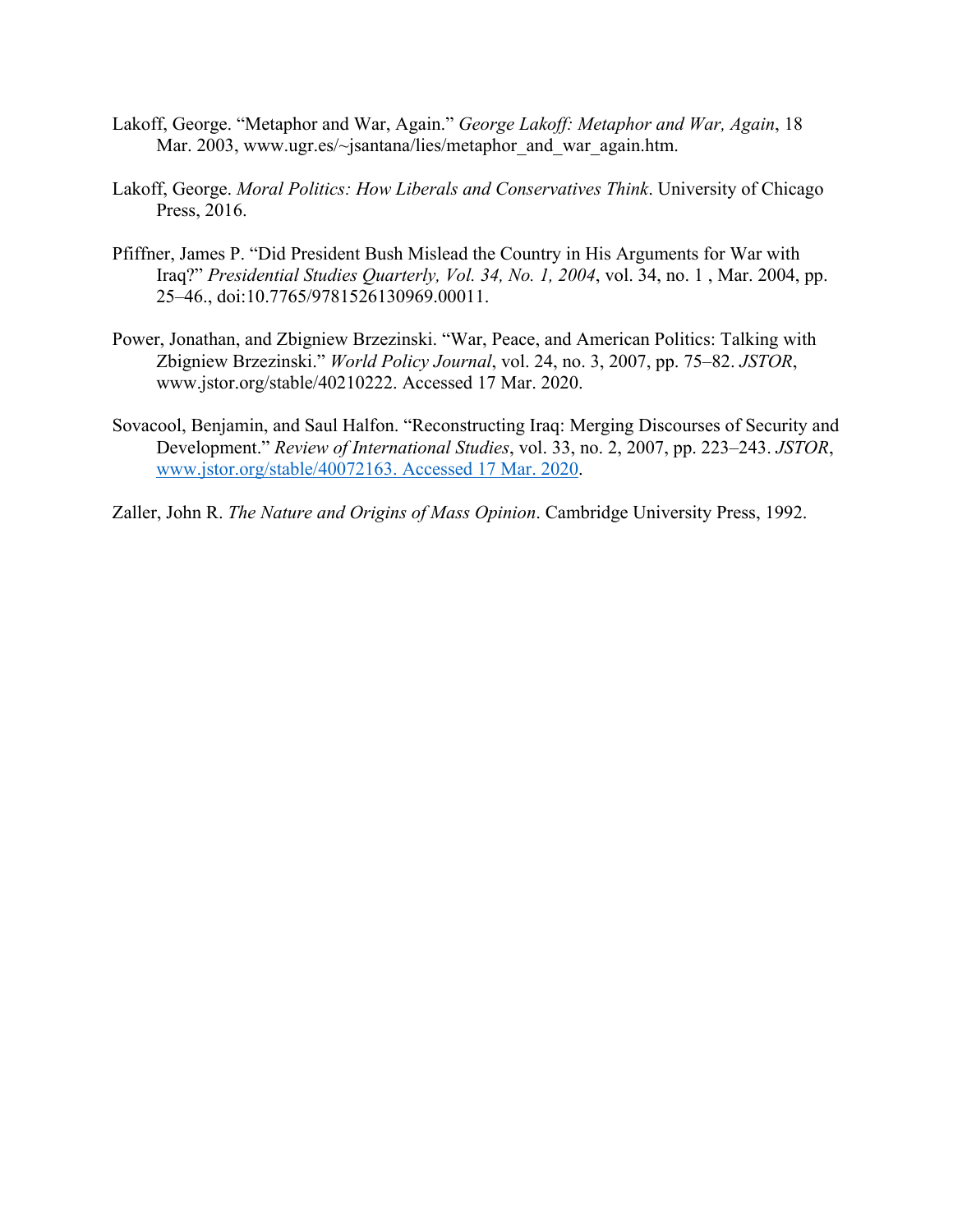Lakoff, George. "Metaphor and War, Again." *George Lakoff: Metaphor and War, Again*, 18 Mar. 2003, www.ugr.es/~jsantana/lies/metaphor_and_war_again.htm.

Lakoff, George. *Moral Politics: How Liberals and Conservatives Think*. University of Chicago Press, 2016.

Pfiffner, James P. "Did President Bush Mislead the Country in His Arguments for War with Iraq?" *Presidential Studies Quarterly, Vol. 34, No. 1, 2004*, vol. 34, no. 1 , Mar. 2004, pp. 25–46., doi:10.7765/9781526130969.00011.

Power, Jonathan, and Zbigniew Brzezinski. "War, Peace, and American Politics: Talking with Zbigniew Brzezinski." *World Policy Journal*, vol. 24, no. 3, 2007, pp. 75–82. *JSTOR*, www.jstor.org/stable/40210222. Accessed 17 Mar. 2020.

Sovacool, Benjamin, and Saul Halfon. "Reconstructing Iraq: Merging Discourses of Security and Development." *Review of International Studies*, vol. 33, no. 2, 2007, pp. 223–243. *JSTOR*, www.jstor.org/stable/40072163. Accessed 17 Mar. 2020.

Zaller, John R. *The Nature and Origins of Mass Opinion*. Cambridge University Press, 1992.